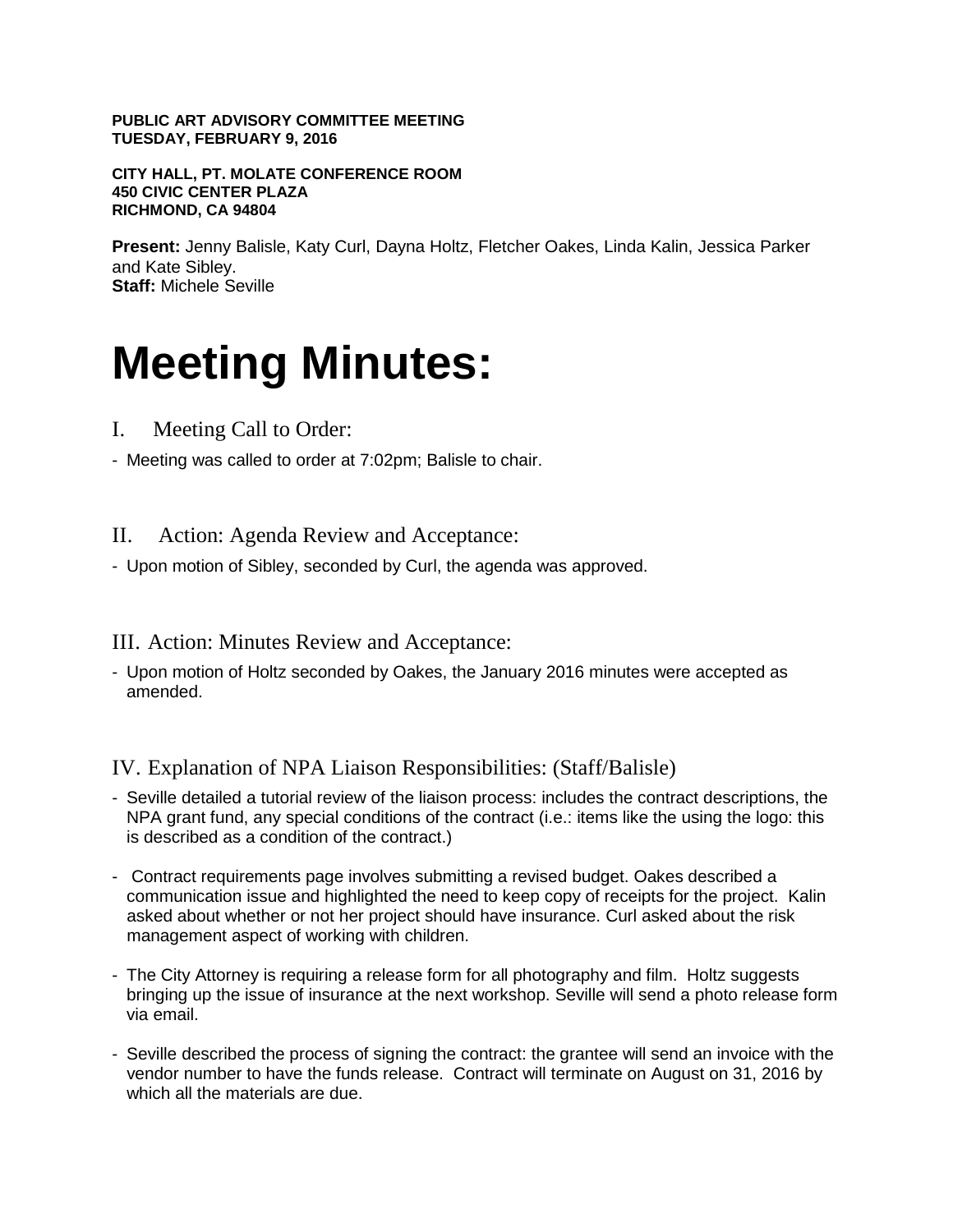**PUBLIC ART ADVISORY COMMITTEE MEETING**
**TUESDAY, FEBRUARY 9, 2016**

**CITY HALL, PT. MOLATE CONFERENCE ROOM**
**450 CIVIC CENTER PLAZA**
**RICHMOND, CA 94804**

**Present:** Jenny Balisle, Katy Curl, Dayna Holtz, Fletcher Oakes, Linda Kalin, Jessica Parker and Kate Sibley.
**Staff:** Michele Seville

# Meeting Minutes:

## I. Meeting Call to Order:

- Meeting was called to order at 7:02pm; Balisle to chair.

## II. Action: Agenda Review and Acceptance:

- Upon motion of Sibley, seconded by Curl, the agenda was approved.

## III. Action: Minutes Review and Acceptance:

- Upon motion of Holtz seconded by Oakes, the January 2016 minutes were accepted as amended.

## IV. Explanation of NPA Liaison Responsibilities: (Staff/Balisle)

- Seville detailed a tutorial review of the liaison process: includes the contract descriptions, the NPA grant fund, any special conditions of the contract (i.e.: items like the using the logo: this is described as a condition of the contract.)

- Contract requirements page involves submitting a revised budget. Oakes described a communication issue and highlighted the need to keep copy of receipts for the project. Kalin asked about whether or not her project should have insurance. Curl asked about the risk management aspect of working with children.

- The City Attorney is requiring a release form for all photography and film. Holtz suggests bringing up the issue of insurance at the next workshop. Seville will send a photo release form via email.

- Seville described the process of signing the contract: the grantee will send an invoice with the vendor number to have the funds release. Contract will terminate on August on 31, 2016 by which all the materials are due.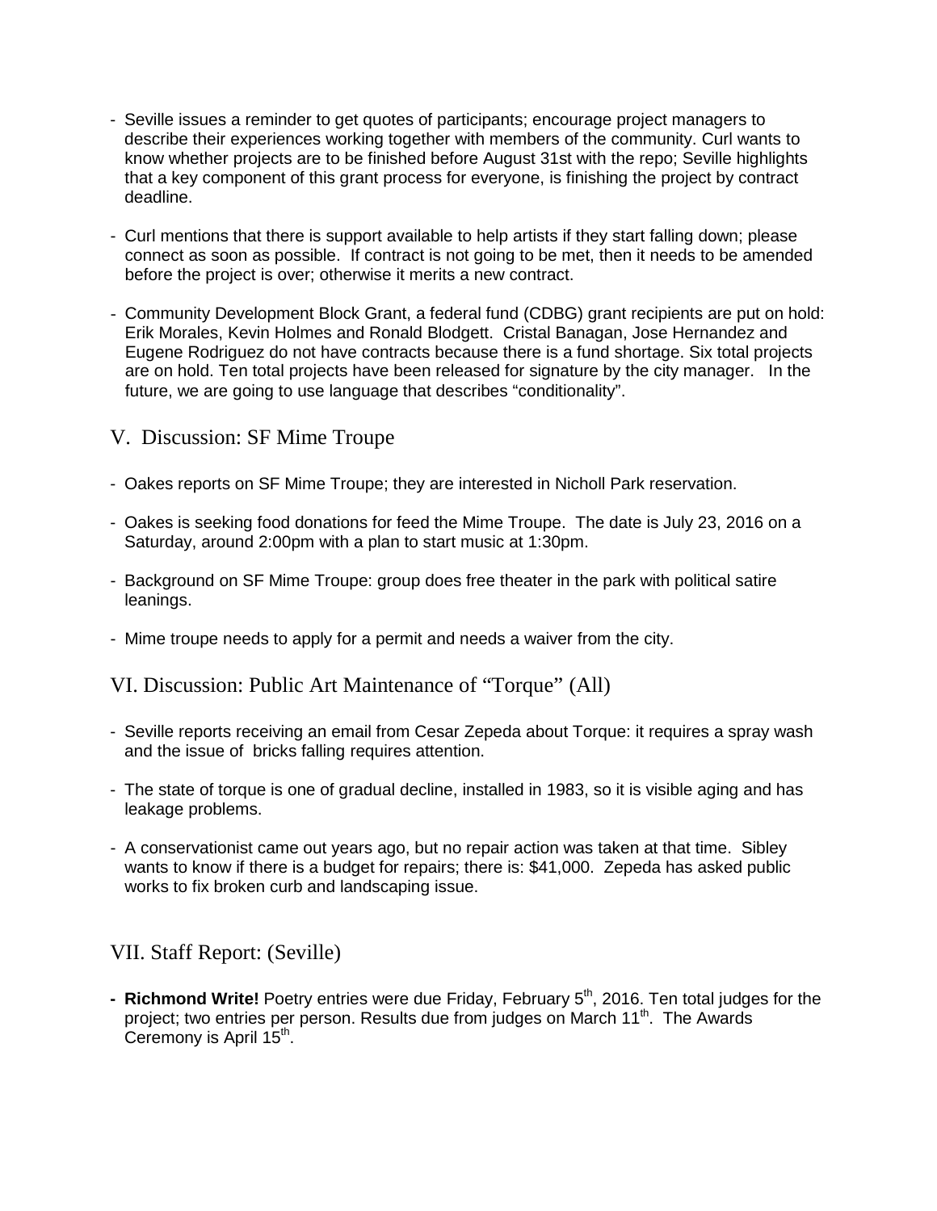- Seville issues a reminder to get quotes of participants; encourage project managers to describe their experiences working together with members of the community. Curl wants to know whether projects are to be finished before August 31st with the repo; Seville highlights that a key component of this grant process for everyone, is finishing the project by contract deadline.

- Curl mentions that there is support available to help artists if they start falling down; please connect as soon as possible. If contract is not going to be met, then it needs to be amended before the project is over; otherwise it merits a new contract.

- Community Development Block Grant, a federal fund (CDBG) grant recipients are put on hold: Erik Morales, Kevin Holmes and Ronald Blodgett. Cristal Banagan, Jose Hernandez and Eugene Rodriguez do not have contracts because there is a fund shortage. Six total projects are on hold. Ten total projects have been released for signature by the city manager. In the future, we are going to use language that describes "conditionality".

## V. Discussion: SF Mime Troupe

- Oakes reports on SF Mime Troupe; they are interested in Nicholl Park reservation.

- Oakes is seeking food donations for feed the Mime Troupe. The date is July 23, 2016 on a Saturday, around 2:00pm with a plan to start music at 1:30pm.

- Background on SF Mime Troupe: group does free theater in the park with political satire leanings.

- Mime troupe needs to apply for a permit and needs a waiver from the city.

## VI. Discussion: Public Art Maintenance of "Torque" (All)

- Seville reports receiving an email from Cesar Zepeda about Torque: it requires a spray wash and the issue of bricks falling requires attention.

- The state of torque is one of gradual decline, installed in 1983, so it is visible aging and has leakage problems.

- A conservationist came out years ago, but no repair action was taken at that time. Sibley wants to know if there is a budget for repairs; there is: $41,000. Zepeda has asked public works to fix broken curb and landscaping issue.

## VII. Staff Report: (Seville)

- **Richmond Write!** Poetry entries were due Friday, February 5th, 2016. Ten total judges for the project; two entries per person. Results due from judges on March 11th. The Awards Ceremony is April 15th.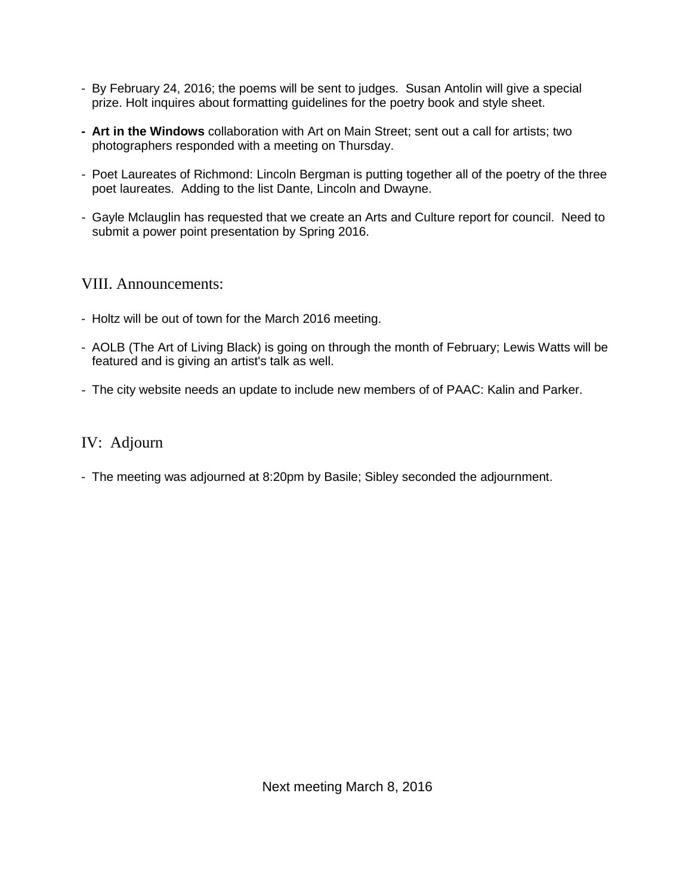- By February 24, 2016; the poems will be sent to judges. Susan Antolin will give a special prize. Holt inquires about formatting guidelines for the poetry book and style sheet.

- **Art in the Windows** collaboration with Art on Main Street; sent out a call for artists; two photographers responded with a meeting on Thursday.

- Poet Laureates of Richmond: Lincoln Bergman is putting together all of the poetry of the three poet laureates. Adding to the list Dante, Lincoln and Dwayne.

- Gayle Mclauglin has requested that we create an Arts and Culture report for council. Need to submit a power point presentation by Spring 2016.

## VIII. Announcements:

- Holtz will be out of town for the March 2016 meeting.

- AOLB (The Art of Living Black) is going on through the month of February; Lewis Watts will be featured and is giving an artist's talk as well.

- The city website needs an update to include new members of of PAAC: Kalin and Parker.

## IV: Adjourn

- The meeting was adjourned at 8:20pm by Basile; Sibley seconded the adjournment.

Next meeting March 8, 2016